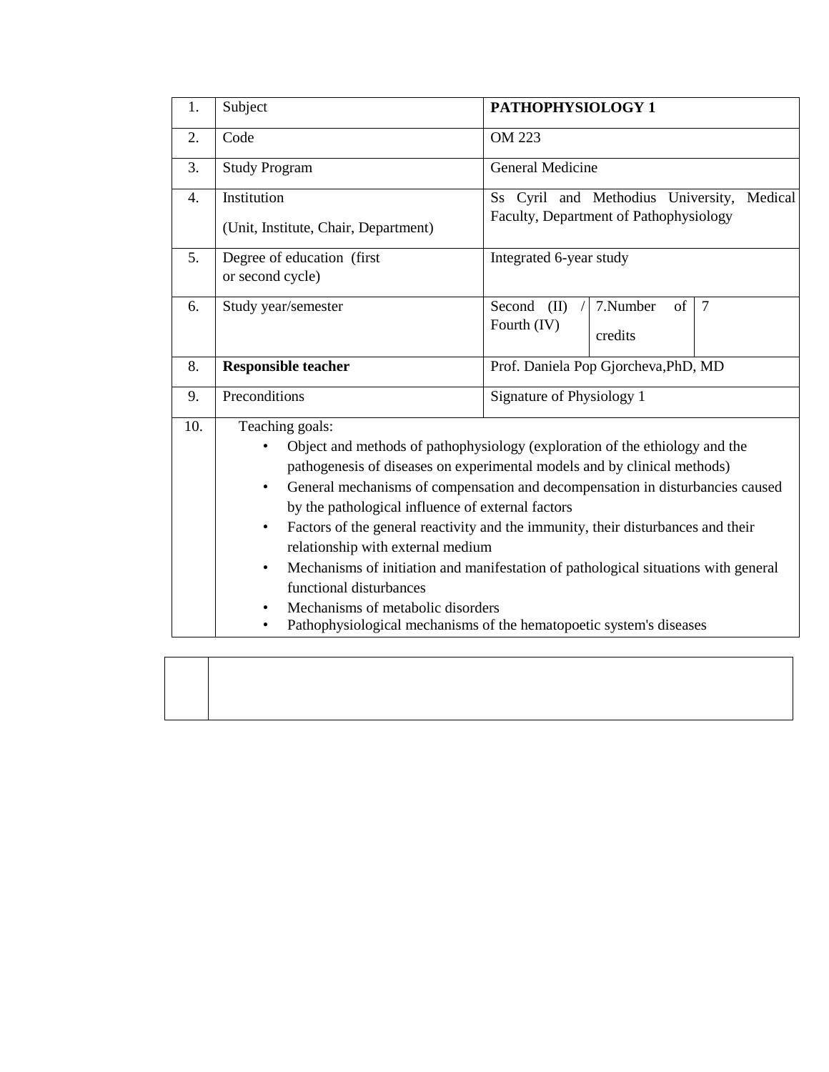| 1. | Subject | **PATHOPHYSIOLOGY 1** | | |
|---|---|---|---|---|
| 2. | Code | OM 223 | | |
| 3. | Study Program | General Medicine | | |
| 4. | Institution<br>(Unit, Institute, Chair, Department) | Ss Cyril and Methodius University, Medical Faculty, Department of Pathophysiology | | |
| 5. | Degree of education (first or second cycle) | Integrated 6-year study | | |
| 6. | Study year/semester | Second (II) / Fourth (IV) | 7.Number of credits | 7 |
| 8. | **Responsible teacher** | Prof. Daniela Pop Gjorcheva,PhD, MD | | |
| 9. | Preconditions | Signature of Physiology 1 | | |
| 10. | Teaching goals:<br>• Object and methods of pathophysiology (exploration of the ethiology and the pathogenesis of diseases on experimental models and by clinical methods)<br>• General mechanisms of compensation and decompensation in disturbancies caused by the pathological influence of external factors<br>• Factors of the general reactivity and the immunity, their disturbances and their relationship with external medium<br>• Mechanisms of initiation and manifestation of pathological situations with general functional disturbances<br>• Mechanisms of metabolic disorders<br>• Pathophysiological mechanisms of the hematopoetic system's diseases | | | |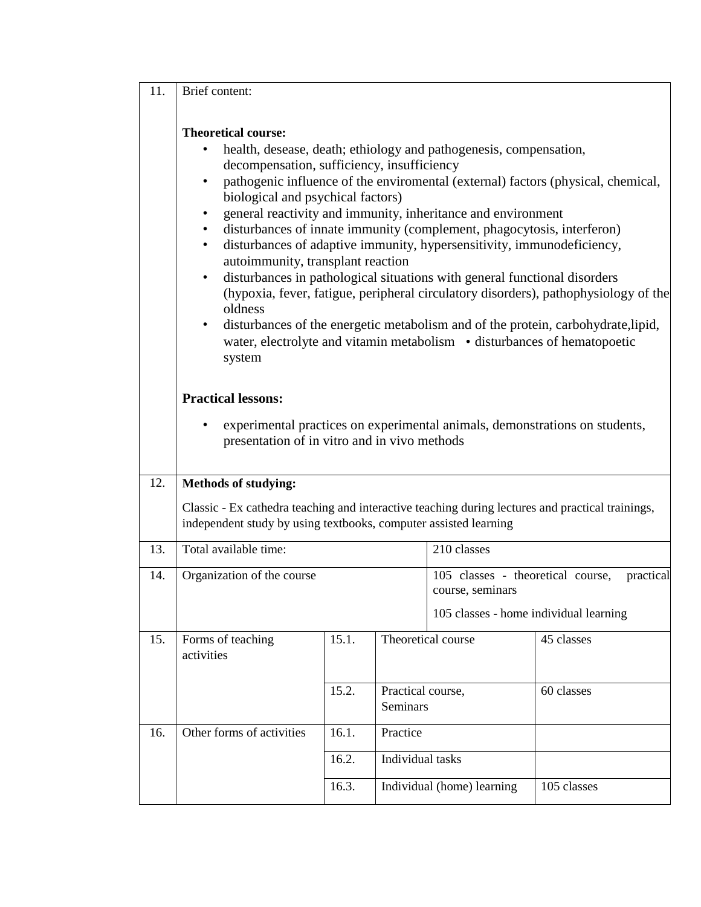| | | | | |
|---|---|---|---|---|
| 11. | Brief content:<br><br>**Theoretical course:**<br>• health, desease, death; ethiology and pathogenesis, compensation, decompensation, sufficiency, insufficiency<br>• pathogenic influence of the enviromental (external) factors (physical, chemical, biological and psychical factors)<br>• general reactivity and immunity, inheritance and environment<br>• disturbances of innate immunity (complement, phagocytosis, interferon)<br>• disturbances of adaptive immunity, hypersensitivity, immunodeficiency, autoimmunity, transplant reaction<br>• disturbances in pathological situations with general functional disorders (hypoxia, fever, fatigue, peripheral circulatory disorders), pathophysiology of the oldness<br>• disturbances of the energetic metabolism and of the protein, carbohydrate,lipid, water, electrolyte and vitamin metabolism • disturbances of hematopoetic system<br><br>**Practical lessons:**<br>• experimental practices on experimental animals, demonstrations on students, presentation of in vitro and in vivo methods | | | |
| 12. | **Methods of studying:**<br>Classic - Ex cathedra teaching and interactive teaching during lectures and practical trainings, independent study by using textbooks, computer assisted learning | | | |
| 13. | Total available time: | | | 210 classes |
| 14. | Organization of the course | | | 105 classes - theoretical course, practical course, seminars<br>105 classes - home individual learning |
| 15. | Forms of teaching activities | 15.1. | Theoretical course | 45 classes |
| | | 15.2. | Practical course, Seminars | 60 classes |
| 16. | Other forms of activities | 16.1. | Practice | |
| | | 16.2. | Individual tasks | |
| | | 16.3. | Individual (home) learning | 105 classes |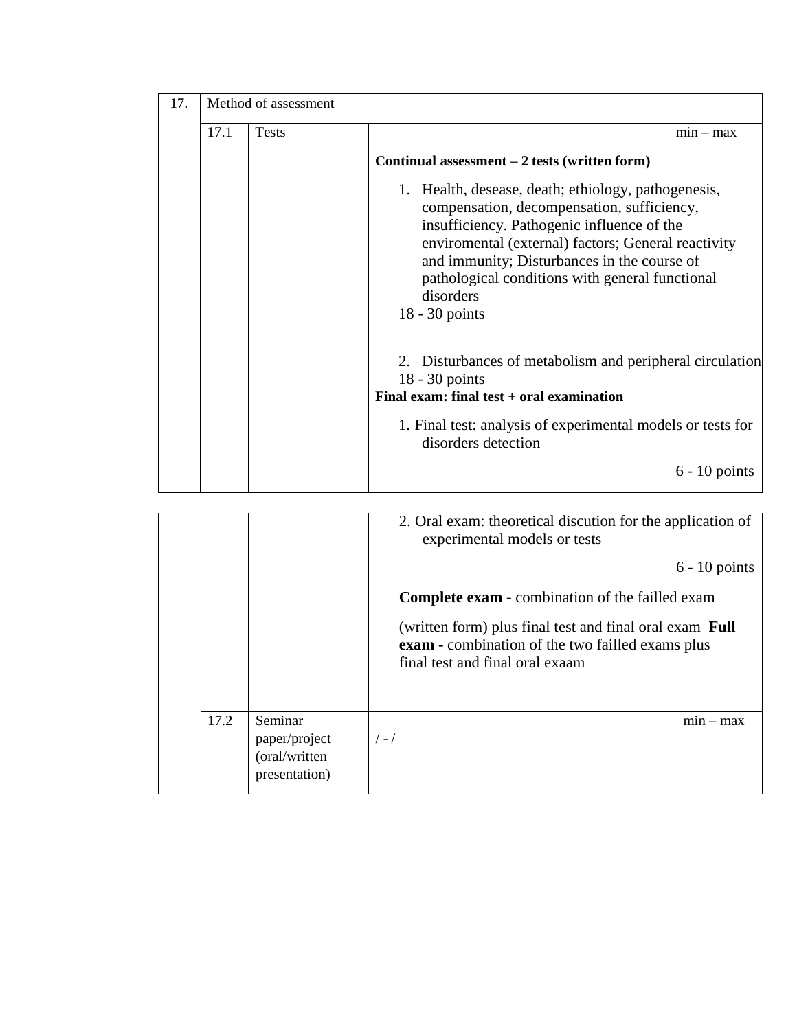| 17. | Method of assessment | | |
|---|---|---|---|
| | 17.1 | Tests | min – max<br><br>**Continual assessment – 2 tests (written form)**<br><br>1. Health, desease, death; ethiology, pathogenesis, compensation, decompensation, sufficiency, insufficiency. Pathogenic influence of the enviromental (external) factors; General reactivity and immunity; Disturbances in the course of pathological conditions with general functional disorders<br>18 - 30 points<br><br>2. Disturbances of metabolism and peripheral circulation<br>18 - 30 points<br><br>**Final exam: final test + oral examination**<br><br>1. Final test: analysis of experimental models or tests for disorders detection<br>6 - 10 points<br><br>2. Oral exam: theoretical discution for the application of experimental models or tests<br>6 - 10 points<br><br>**Complete exam -** combination of the failled exam<br><br>(written form) plus final test and final oral exam **Full exam -** combination of the two failled exams plus final test and final oral exaam |
| | 17.2 | Seminar paper/project (oral/written presentation) | min – max<br>/ - / |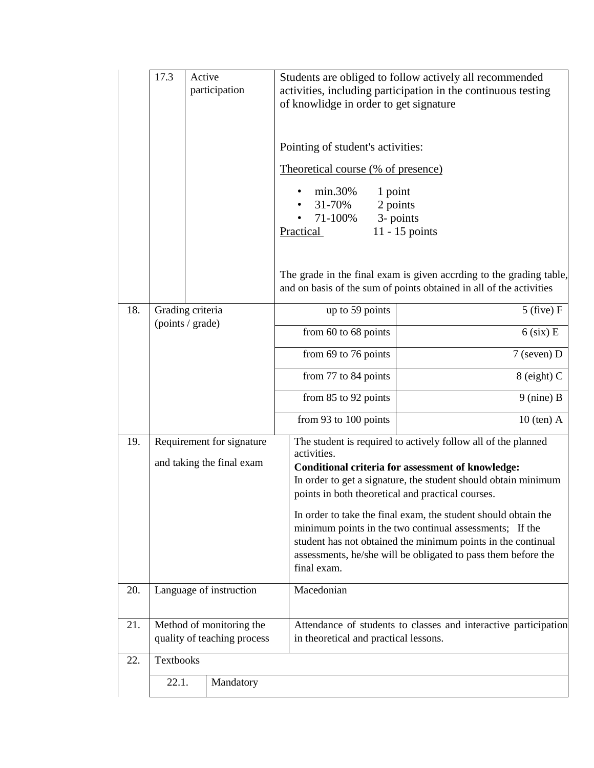| | | | | |
|---|---|---|---|---|
| | 17.3 | Active participation | Students are obliged to follow actively all recommended activities, including participation in the continuous testing of knowlidge in order to get signature<br><br>Pointing of student's activities:<br><br><u>Theoretical course (% of presence)</u><br>• min.30% 1 point<br>• 31-70% 2 points<br>• 71-100% 3- points<br><u>Practical</u> 11 - 15 points<br><br>The grade in the final exam is given accrding to the grading table, and on basis of the sum of points obtained in all of the activities | |
| 18. | Grading criteria (points / grade) | | up to 59 points | 5 (five) F |
| | | | from 60 to 68 points | 6 (six) E |
| | | | from 69 to 76 points | 7 (seven) D |
| | | | from 77 to 84 points | 8 (eight) C |
| | | | from 85 to 92 points | 9 (nine) B |
| | | | from 93 to 100 points | 10 (ten) A |
| 19. | Requirement for signature and taking the final exam | | The student is required to actively follow all of the planned activities.<br>**Conditional criteria for assessment of knowledge:**<br>In order to get a signature, the student should obtain minimum points in both theoretical and practical courses.<br><br>In order to take the final exam, the student should obtain the minimum points in the two continual assessments; If the student has not obtained the minimum points in the continual assessments, he/she will be obligated to pass them before the final exam. | |
| 20. | Language of instruction | | Macedonian | |
| 21. | Method of monitoring the quality of teaching process | | Attendance of students to classes and interactive participation in theoretical and practical lessons. | |
| 22. | Textbooks | | | |
| | 22.1. | Mandatory | | |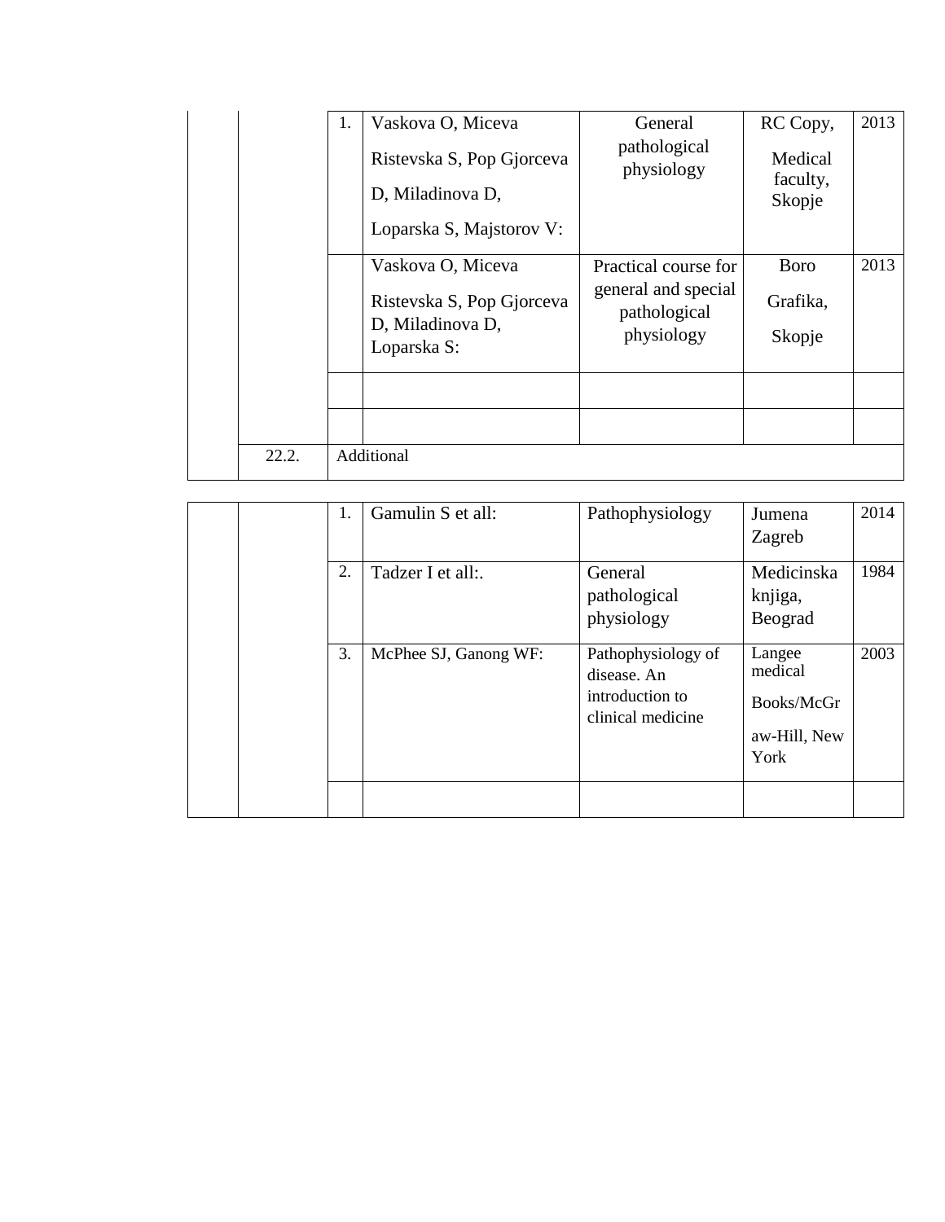| | | | | | | |
|---|---|---|---|---|---|---|
| | | 1. | Vaskova O, Miceva Ristevska S, Pop Gjorceva D, Miladinova D, Loparska S, Majstorov V: | General pathological physiology | RC Copy, Medical faculty, Skopje | 2013 |
| | | | Vaskova O, Miceva Ristevska S, Pop Gjorceva D, Miladinova D, Loparska S: | Practical course for general and special pathological physiology | Boro Grafika, Skopje | 2013 |
| | | | | | | |
| | | | | | | |
| | 22.2. | Additional | | | | |

| | | | | | | |
|---|---|---|---|---|---|---|
| | | 1. | Gamulin S et all: | Pathophysiology | Jumena Zagreb | 2014 |
| | | 2. | Tadzer I et all:. | General pathological physiology | Medicinska knjiga, Beograd | 1984 |
| | | 3. | McPhee SJ, Ganong WF: | Pathophysiology of disease. An introduction to clinical medicine | Langee medical Books/McGraw-Hill, New York | 2003 |
| | | | | | | |